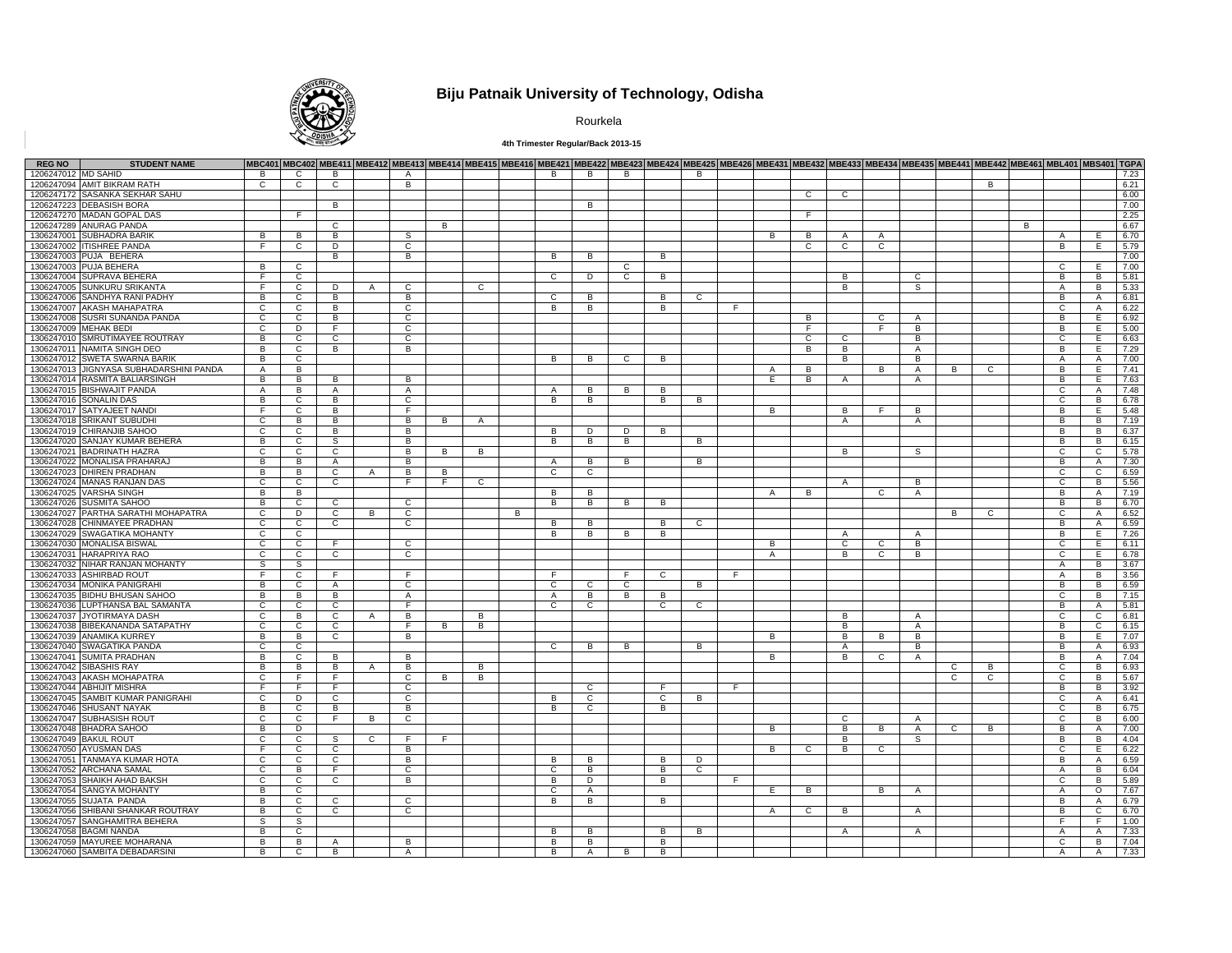# Biju Patnaik University of Technology, Odisha

Rourkela

**4th Trimester Regular/Back 2013-15**

| REG NO | STUDENT NAME | MBC401 | MBC402 | MBE411 | MBE412 | MBE413 | MBE414 | MBE415 | MBE416 | MBE421 | MBE422 | MBE423 | MBE424 | MBE425 | MBE426 | MBE431 | MBE432 | MBE433 | MBE434 | MBE435 | MBE441 | MBE442 | MBE461 | MBL401 | MBS401 | TGPA |
|---|---|---|---|---|---|---|---|---|---|---|---|---|---|---|---|---|---|---|---|---|---|---|---|---|---|---|
| 1206247012 | MD SAHID | B | C | B | | A | | | | B | B | B | | B | | | | | | | | | | | | 7.23 |
| 1206247094 | AMIT BIKRAM RATH | C | C | C | | B | | | | | | | | | | | | | | | | B | | | | 6.21 |
| 1206247172 | SASANKA SEKHAR SAHU | | | | | | | | | | | | | | | | C | C | | | | | | | | 6.00 |
| 1206247223 | DEBASISH BORA | | | B | | | | | | | B | | | | | | | | | | | | | | | 7.00 |
| 1206247270 | MADAN GOPAL DAS | | F | | | | | | | | | | | | | | F | | | | | | | | | 2.25 |
| 1206247289 | ANURAG PANDA | | | C | | | B | | | | | | | | | | | | | | | | B | | | 6.67 |
| 1306247001 | SUBHADRA BARIK | B | B | B | | S | | | | | | | | | | B | B | A | A | | | | | A | E | 6.70 |
| 1306247002 | ITISHREE PANDA | F | C | D | | C | | | | | | | | | | | C | C | C | | | | | B | E | 5.79 |
| 1306247003 | PUJA BEHERA | | | B | | B | | | | B | B | | B | | | | | | | | | | | | | 7.00 |
| 1306247003 | PUJA BEHERA | B | C | | | | | | | | | C | | | | | | | | | | | | C | E | 7.00 |
| 1306247004 | SUPRAVA BEHERA | F | C | | | | | | | C | D | C | B | | | | | B | | C | | | | B | B | 5.81 |
| 1306247005 | SUNKURU SRIKANTA | F | C | D | A | C | | C | | | | | | | | | | B | | S | | | | A | B | 5.33 |
| 1306247006 | SANDHYA RANI PADHY | B | C | B | | B | | | | C | B | | B | C | | | | | | | | | | B | A | 6.81 |
| 1306247007 | AKASH MAHAPATRA | C | C | B | | C | | | | B | B | | B | | F | | | | | | | | | C | A | 6.22 |
| 1306247008 | SUSRI SUNANDA PANDA | C | C | B | | C | | | | | | | | | | | B | | C | A | | | | B | E | 6.92 |
| 1306247009 | MEHAK BEDI | C | D | F | | C | | | | | | | | | | | F | | F | B | | | | B | E | 5.00 |
| 1306247010 | SMRUTIMAYEE ROUTRAY | B | C | C | | C | | | | | | | | | | | C | C | | B | | | | C | E | 6.63 |
| 1306247011 | NAMITA SINGH DEO | B | C | B | | B | | | | | | | | | | | B | B | | A | | | | B | E | 7.29 |
| 1306247012 | SWETA SWARNA BARIK | B | C | | | | | | | B | B | C | B | | | | | B | | B | | | | A | A | 7.00 |
| 1306247013 | JIGNYASA SUBHADARSHINI PANDA | A | B | | | | | | | | | | | | | A | B | | B | A | B | C | | B | E | 7.41 |
| 1306247014 | RASMITA BALIARSINGH | B | B | B | | B | | | | | | | | | | E | B | A | | A | | | | B | E | 7.63 |
| 1306247015 | BISHWAJIT PANDA | A | B | A | | A | | | | A | B | B | B | | | | | | | | | | | C | A | 7.48 |
| 1306247016 | SONALIN DAS | B | C | B | | C | | | | B | B | | B | B | | | | | | | | | | C | B | 6.78 |
| 1306247017 | SATYAJEET NANDI | F | C | B | | F | | | | | | | | | | B | | B | F | B | | | | B | E | 5.48 |
| 1306247018 | SRIKANT SUBUDHI | C | B | B | | B | B | A | | | | | | | | | | A | | A | | | | B | B | 7.19 |
| 1306247019 | CHIRANJIB SAHOO | C | C | B | | B | | | | B | D | D | B | | | | | | | | | | | B | B | 6.37 |
| 1306247020 | SANJAY KUMAR BEHERA | B | C | S | | B | | | | B | B | B | | B | | | | | | | | | | B | B | 6.15 |
| 1306247021 | BADRINATH HAZRA | C | C | C | | B | B | B | | | | | | | | | | B | | S | | | | C | C | 5.78 |
| 1306247022 | MONALISA PRAHARAJ | B | B | A | | B | | | | A | B | B | | B | | | | | | | | | | B | A | 7.30 |
| 1306247023 | DHIREN PRADHAN | B | B | C | A | B | B | | | C | C | | | | | | | | | | | | | C | C | 6.59 |
| 1306247024 | MANAS RANJAN DAS | C | C | C | | F | F | C | | | | | | | | | | A | | B | | | | C | B | 5.56 |
| 1306247025 | VARSHA SINGH | B | B | | | | | | | B | B | | | | | A | B | | C | A | | | | B | A | 7.19 |
| 1306247026 | SUSMITA SAHOO | B | C | C | | C | | | | B | B | B | B | | | | | | | | | | | B | B | 6.70 |
| 1306247027 | PARTHA SARATHI MOHAPATRA | C | D | C | B | C | | | B | | | | | | | | | | | | B | C | | C | A | 6.52 |
| 1306247028 | CHINMAYEE PRADHAN | C | C | C | | C | | | | B | B | | B | C | | | | | | | | | | B | A | 6.59 |
| 1306247029 | SWAGATIKA MOHANTY | C | C | | | | | | | B | B | B | B | | | | | A | | A | | | | B | E | 7.26 |
| 1306247030 | MONALISA BISWAL | C | C | F | | C | | | | | | | | | | B | | C | C | B | | | | C | E | 6.11 |
| 1306247031 | HARAPRIYA RAO | C | C | C | | C | | | | | | | | | | A | | B | C | B | | | | C | E | 6.78 |
| 1306247032 | NIHAR RANJAN MOHANTY | S | S | | | | | | | | | | | | | | | | | | | | | A | B | 3.67 |
| 1306247033 | ASHIRBAD ROUT | F | C | F | | F | | | | F | | F | C | | F | | | | | | | | | A | B | 3.56 |
| 1306247034 | MONIKA PANIGRAHI | B | C | A | | C | | | | C | C | C | | B | | | | | | | | | | B | B | 6.59 |
| 1306247035 | BIDHU BHUSAN SAHOO | B | B | B | | A | | | | A | B | B | B | | | | | | | | | | | C | B | 7.15 |
| 1306247036 | LUPTHANSA BAL SAMANTA | C | C | C | | F | | | | C | C | | C | C | | | | | | | | | | B | A | 5.81 |
| 1306247037 | JYOTIRMAYA DASH | C | B | C | A | B | | B | | | | | | | | | | B | | A | | | | C | C | 6.81 |
| 1306247038 | BIBEKANANDA SATAPATHY | C | C | C | | F | B | B | | | | | | | | | | B | | A | | | | B | C | 6.15 |
| 1306247039 | ANAMIKA KURREY | B | B | C | | B | | | | | | | | | | B | | B | B | B | | | | B | E | 7.07 |
| 1306247040 | SWAGATIKA PANDA | C | C | | | | | | | C | B | B | | B | | | | A | | B | | | | B | A | 6.93 |
| 1306247041 | SUMITA PRADHAN | B | C | B | | B | | | | | | | | | | B | | B | C | A | | | | B | A | 7.04 |
| 1306247042 | SIBASHIS RAY | B | B | B | A | B | | B | | | | | | | | | | | | | C | B | | C | B | 6.93 |
| 1306247043 | AKASH MOHAPATRA | C | F | F | | C | B | B | | | | | | | | | | | | | C | C | | C | B | 5.67 |
| 1306247044 | ABHIJIT MISHRA | F | F | F | | C | | | | | C | | F | | F | | | | | | | | | B | B | 3.92 |
| 1306247045 | SAMBIT KUMAR PANIGRAHI | C | D | C | | C | | | | B | C | | C | B | | | | | | | | | | C | A | 6.41 |
| 1306247046 | SHUSANT NAYAK | B | C | B | | B | | | | B | C | | B | | | | | | | | | | | C | B | 6.75 |
| 1306247047 | SUBHASISH ROUT | C | C | F | B | C | | | | | | | | | | | | C | | A | | | | C | B | 6.00 |
| 1306247048 | BHADRA SAHOO | B | D | | | | | | | | | | | | | B | | B | B | A | C | B | | B | A | 7.00 |
| 1306247049 | BAKUL ROUT | C | C | S | C | F | F | | | | | | | | | | | B | | S | | | | B | B | 4.04 |
| 1306247050 | AYUSMAN DAS | F | C | C | | B | | | | | | | | | | B | C | B | C | | | | | C | E | 6.22 |
| 1306247051 | TANMAYA KUMAR HOTA | C | C | C | | B | | | | B | B | | B | D | | | | | | | | | | B | A | 6.59 |
| 1306247052 | ARCHANA SAMAL | C | B | F | | C | | | | C | B | | B | C | | | | | | | | | | A | B | 6.04 |
| 1306247053 | SHAIKH AHAD BAKSH | C | C | C | | B | | | | B | D | | B | | F | | | | | | | | | C | B | 5.89 |
| 1306247054 | SANGYA MOHANTY | B | C | | | | | | | C | A | | | | | E | B | | B | A | | | | A | O | 7.67 |
| 1306247055 | SUJATA PANDA | B | C | C | | C | | | | B | B | | B | | | | | | | | | | | B | A | 6.79 |
| 1306247056 | SHIBANI SHANKAR ROUTRAY | B | C | C | | C | | | | | | | | | | A | C | B | | A | | | | B | C | 6.70 |
| 1306247057 | SANGHAMITRA BEHERA | S | S | | | | | | | | | | | | | | | | | | | | | F | F | 1.00 |
| 1306247058 | BAGMI NANDA | B | C | | | | | | | B | B | | B | B | | | | A | | A | | | | A | A | 7.33 |
| 1306247059 | MAYUREE MOHARANA | B | B | A | | B | | | | B | B | | B | | | | | | | | | | | C | B | 7.04 |
| 1306247060 | SAMBITA DEBADARSINI | B | C | B | | A | | | | B | A | B | B | | | | | | | | | | | A | A | 7.33 |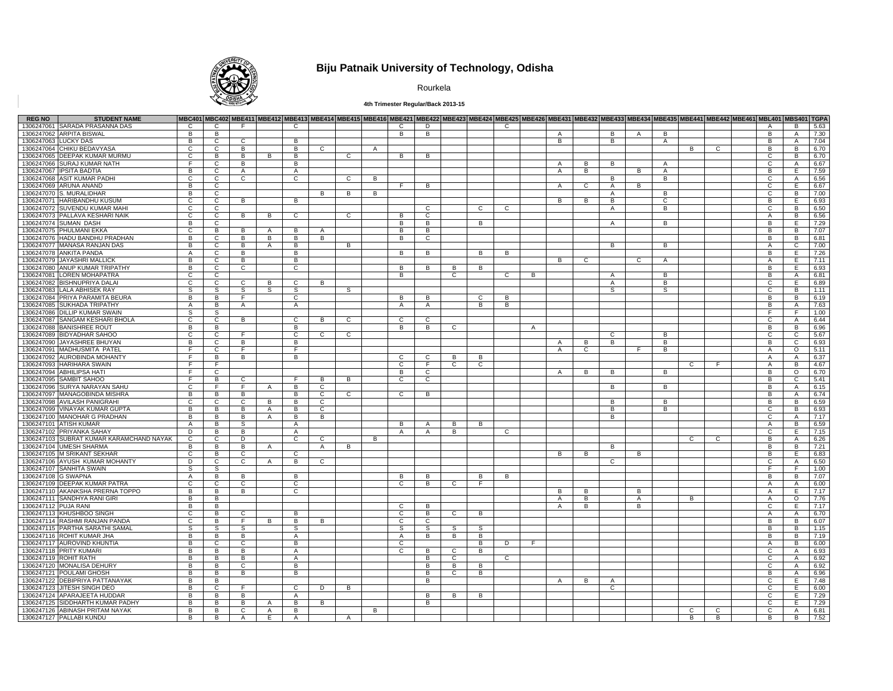# Biju Patnaik University of Technology, Odisha

Rourkela

**4th Trimester Regular/Back 2013-15**

| REG NO | STUDENT NAME | MBC401 | MBC402 | MBE411 | MBE412 | MBE413 | MBE414 | MBE415 | MBE416 | MBE421 | MBE422 | MBE423 | MBE424 | MBE425 | MBE426 | MBE431 | MBE432 | MBE433 | MBE434 | MBE435 | MBE441 | MBE442 | MBE461 | MBL401 | MBS401 | TGPA |
|---|---|---|---|---|---|---|---|---|---|---|---|---|---|---|---|---|---|---|---|---|---|---|---|---|---|---|
| 1306247061 | SARADA PRASANNA DAS | C | C | F | | C | | | | C | D | | | C | | | | | | | | | | A | B | 5.63 |
| 1306247062 | ARPITA BISWAL | B | B | | | | | | | B | B | | | | | A | | B | A | B | | | | B | A | 7.30 |
| 1306247063 | LUCKY DAS | B | C | C | | B | | | | | | | | | | B | | B | | A | | | | B | A | 7.04 |
| 1306247064 | CHIKU BEDAVYASA | C | C | B | | B | C | | A | | | | | | | | | | | | B | C | | B | B | 6.70 |
| 1306247065 | DEEPAK KUMAR MURMU | C | B | B | B | B | | C | | B | B | | | | | | | | | | | | | C | B | 6.70 |
| 1306247066 | SURAJ KUMAR NATH | F | C | B | | B | | | | | | | | | | A | B | B | | A | | | | C | A | 6.67 |
| 1306247067 | IPSITA BADTIA | B | C | A | | A | | | | | | | | | | A | B | | B | A | | | | B | E | 7.59 |
| 1306247068 | ASIT KUMAR PADHI | C | C | C | | C | | C | B | | | | | | | | | B | | B | | | | C | A | 6.56 |
| 1306247069 | ARUNA ANAND | B | C | | | | | | | F | B | | | | | A | C | A | B | | | | | C | E | 6.67 |
| 1306247070 | S. MURALIDHAR | B | C | | | | B | B | B | | | | | | | | | A | | B | | | | C | B | 7.00 |
| 1306247071 | HARIBANDHU KUSUM | C | C | B | | B | | | | | | | | | | B | B | B | | C | | | | B | E | 6.93 |
| 1306247072 | SUVENDU KUMAR MAHI | C | C | | | | | | | | C | | C | C | | | | A | | B | | | | C | B | 6.50 |
| 1306247073 | PALLAVA KESHARI NAIK | C | C | B | B | C | | C | | B | C | | | | | | | | | | | | | A | B | 6.56 |
| 1306247074 | SUMAN DASH | B | C | | | | | | | B | B | | B | | | | | A | | B | | | | B | E | 7.29 |
| 1306247075 | PHULMANI EKKA | C | B | B | A | B | A | | | B | B | | | | | | | | | | | | | B | B | 7.07 |
| 1306247076 | HADU BANDHU PRADHAN | B | C | B | B | B | B | | | B | C | | | | | | | | | | | | | B | B | 6.81 |
| 1306247077 | MANASA RANJAN DAS | B | C | B | A | B | | B | | | | | | | | | | B | | B | | | | A | C | 7.00 |
| 1306247078 | ANKITA PANDA | A | C | B | | B | | | | B | B | | B | B | | | | | | | | | | B | E | 7.26 |
| 1306247079 | JAYASHRI MALLICK | B | C | B | | B | | | | | | | | | | B | C | | C | A | | | | A | E | 7.11 |
| 1306247080 | ANUP KUMAR TRIPATHY | B | C | C | | C | | | | B | B | B | B | | | | | | | | | | | B | E | 6.93 |
| 1306247081 | LOREN MOHAPATRA | C | C | | | | | | | B | | C | | C | B | | | A | | B | | | | B | A | 6.81 |
| 1306247082 | BISHNUPRIYA DALAI | C | C | C | B | C | B | | | | | | | | | | | A | | B | | | | C | E | 6.89 |
| 1306247083 | LALA ABHISEK RAY | S | S | S | S | S | | S | | | | | | | | | | S | | S | | | | C | B | 1.11 |
| 1306247084 | PRIYA PARAMITA BEURA | B | B | F | | C | | | | B | B | | C | B | | | | | | | | | | B | B | 6.19 |
| 1306247085 | SUKHADA TRIPATHY | A | B | A | | A | | | | A | A | | B | B | | | | | | | | | | B | A | 7.63 |
| 1306247086 | DILLIP KUMAR SWAIN | S | S | | | | | | | | | | | | | | | | | | | | | F | F | 1.00 |
| 1306247087 | SANGAM KESHARI BHOLA | C | C | B | | C | B | C | | C | C | | | | | | | | | | | | | C | A | 6.44 |
| 1306247088 | BANISHREE ROUT | B | B | | | B | | | | B | B | C | | | A | | | | | | | | | B | B | 6.96 |
| 1306247089 | BIDYADHAR SAHOO | C | C | F | | C | C | C | | | | | | | | | | C | | B | | | | C | C | 5.67 |
| 1306247090 | JAYASHREE BHUYAN | B | C | B | | B | | | | | | | | | | A | B | B | | B | | | | B | C | 6.93 |
| 1306247091 | MADHUSMITA PATEL | F | C | F | | F | | | | | | | | | | A | C | | F | B | | | | A | O | 5.11 |
| 1306247092 | AUROBINDA MOHANTY | F | B | B | | B | | | | C | C | B | B | | | | | | | | | | | A | A | 6.37 |
| 1306247093 | HARIHARA SWAIN | F | F | | | | | | | C | F | C | C | | | | | | | | C | F | | A | B | 4.67 |
| 1306247094 | ABHILIPSA HATI | F | C | | | | | | | B | C | | | | | A | B | B | | B | | | | B | O | 6.70 |
| 1306247095 | SAMBIT SAHOO | F | B | C | | F | B | B | | C | C | | | | | | | | | | | | | B | C | 5.41 |
| 1306247096 | SURYA NARAYAN SAHU | C | F | F | A | B | C | | | | | | | | | | | B | | B | | | | B | A | 6.15 |
| 1306247097 | MANAGOBINDA MISHRA | B | B | B | | B | C | C | | C | B | | | | | | | | | | | | | B | A | 6.74 |
| 1306247098 | AVILASH PANIGRAHI | C | C | C | B | B | C | | | | | | | | | | | B | | B | | | | B | B | 6.59 |
| 1306247099 | VINAYAK KUMAR GUPTA | B | B | B | A | B | C | | | | | | | | | | | B | | B | | | | C | B | 6.93 |
| 1306247100 | MANOHAR G PRADHAN | B | B | B | A | B | B | | | | | | | | | | | B | | | | | | C | A | 7.17 |
| 1306247101 | ATISH KUMAR | A | B | S | | A | | | | B | A | B | B | | | | | | | | | | | A | B | 6.59 |
| 1306247102 | PRIYANKA SAHAY | D | B | B | | A | | | | A | A | B | | C | | | | | | | | | | C | E | 7.15 |
| 1306247103 | SUBRAT KUMAR KARAMCHAND NAYAK | C | C | D | | C | C | | B | | | | | | | | | | | | C | C | | B | A | 6.26 |
| 1306247104 | UMESH SHARMA | B | B | B | A | | A | B | | | | | | | | | | B | | | | | | B | B | 7.21 |
| 1306247105 | M SRIKANT SEKHAR | C | B | C | | C | | | | | | | | | | B | B | | B | | | | | B | E | 6.83 |
| 1306247106 | AYUSH KUMAR MOHANTY | D | C | C | A | B | C | | | | | | | | | | | C | | | | | | C | A | 6.50 |
| 1306247107 | SANHITA SWAIN | S | S | | | | | | | | | | | | | | | | | | | | | F | F | 1.00 |
| 1306247108 | G SWAPNA | A | B | B | | B | | | | B | B | | B | B | | | | | | | | | | B | B | 7.07 |
| 1306247109 | DEEPAK KUMAR PATRA | C | C | C | | C | | | | C | B | C | F | | | | | | | | | | | A | A | 6.00 |
| 1306247110 | AKANKSHA PRERNA TOPPO | B | B | B | | C | | | | | | | | | | B | B | | B | | | | | A | E | 7.17 |
| 1306247111 | SANDHYA RANI GIRI | B | B | | | | | | | | | | | | | A | B | | A | | B | | | A | O | 7.76 |
| 1306247112 | PUJA RANI | B | B | | | | | | | C | B | | | | | A | B | | B | | | | | C | E | 7.17 |
| 1306247113 | KHUSHBOO SINGH | C | B | C | | B | | | | C | B | C | B | | | | | | | | | | | A | A | 6.70 |
| 1306247114 | RASHMI RANJAN PANDA | C | B | F | B | B | B | | | C | C | | | | | | | | | | | | | B | B | 6.07 |
| 1306247115 | PARTHA SARATHI SAMAL | S | S | S | | S | | | | S | S | S | S | | | | | | | | | | | B | B | 1.15 |
| 1306247116 | ROHIT KUMAR JHA | B | B | B | | A | | | | A | B | B | B | | | | | | | | | | | B | B | 7.19 |
| 1306247117 | AUROVIND KHUNTIA | B | C | C | | B | | | | C | | | B | D | F | | | | | | | | | A | B | 6.00 |
| 1306247118 | PRITY KUMARI | B | B | B | | A | | | | C | B | C | B | | | | | | | | | | | C | A | 6.93 |
| 1306247119 | ROHIT RATH | B | B | B | | A | | | | | B | C | | C | | | | | | | | | | C | A | 6.92 |
| 1306247120 | MONALISA DEHURY | B | B | C | | B | | | | | B | B | B | | | | | | | | | | | C | A | 6.92 |
| 1306247121 | POULAMI GHOSH | B | B | B | | B | | | | | B | C | B | | | | | | | | | | | B | A | 6.96 |
| 1306247122 | DEBIPRIYA PATTANAYAK | B | B | | | | | | | | B | | | | | A | B | A | | | | | | C | E | 7.48 |
| 1306247123 | JITESH SINGH DEO | B | C | F | | C | D | B | | | | | | | | | | C | | | | | | C | E | 6.00 |
| 1306247124 | APARAJEETA HUDDAR | B | B | B | | A | | | | | B | B | B | | | | | | | | | | | C | E | 7.29 |
| 1306247125 | SIDDHARTH KUMAR PADHY | B | B | B | A | B | B | | | | B | | | | | | | | | | | | | C | E | 7.29 |
| 1306247126 | ABINASH PRITAM NAYAK | B | B | C | A | B | | | B | | | | | | | | | | | | C | C | | C | A | 6.81 |
| 1306247127 | PALLABI KUNDU | B | B | A | E | A | | A | | | | | | | | | | | | | B | B | | B | B | 7.52 |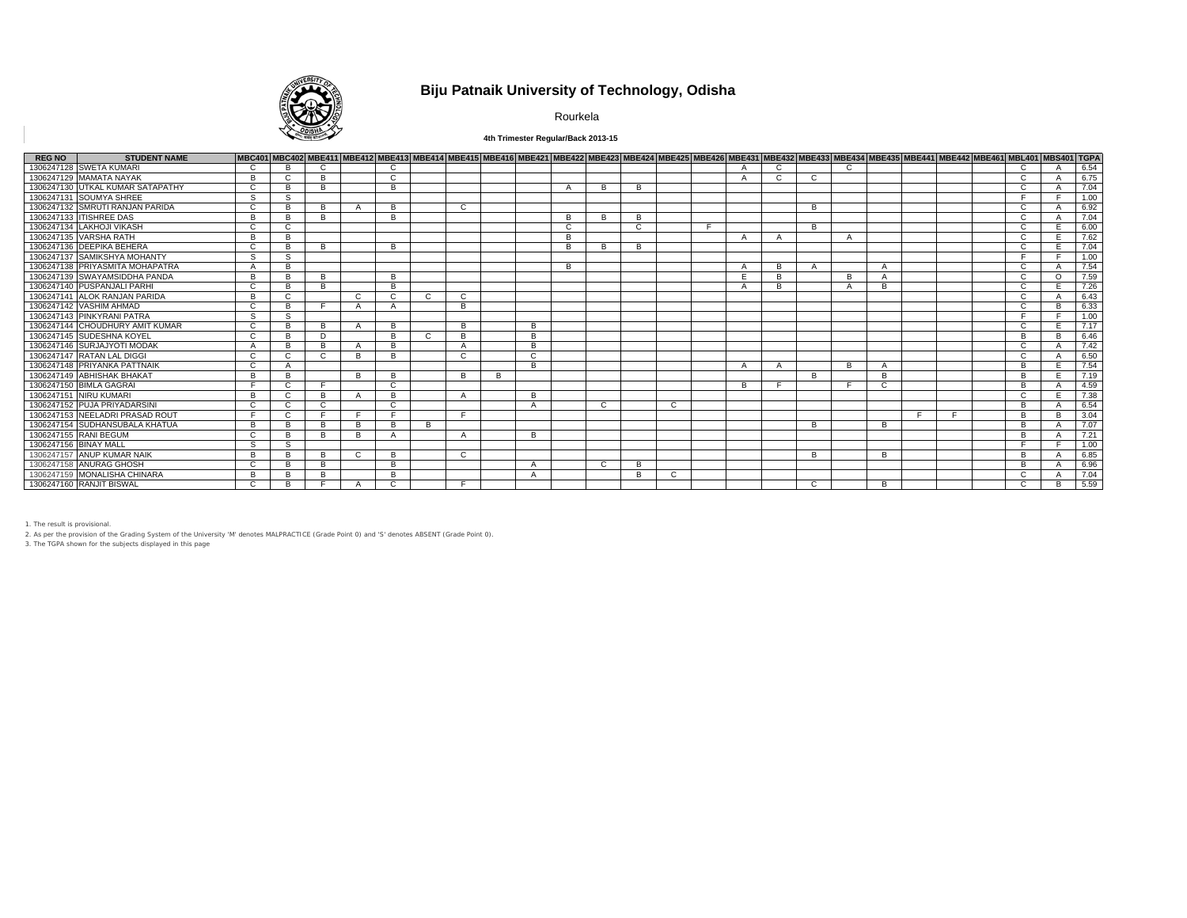# Biju Patnaik University of Technology, Odisha

Rourkela

**4th Trimester Regular/Back 2013-15**

| REG NO | STUDENT NAME | MBC401 | MBC402 | MBE411 | MBE412 | MBE413 | MBE414 | MBE415 | MBE416 | MBE421 | MBE422 | MBE423 | MBE424 | MBE425 | MBE426 | MBE431 | MBE432 | MBE433 | MBE434 | MBE435 | MBE441 | MBE442 | MBE461 | MBL401 | MBS401 | TGPA |
|---|---|---|---|---|---|---|---|---|---|---|---|---|---|---|---|---|---|---|---|---|---|---|---|---|---|---|
| 1306247128 | SWETA KUMARI | C | B | C | | C | | | | | | | | | | A | C | | C | | | | | C | A | 6.54 |
| 1306247129 | MAMATA NAYAK | B | C | B | | C | | | | | | | | | | A | C | C | | | | | | C | A | 6.75 |
| 1306247130 | UTKAL KUMAR SATAPATHY | C | B | B | | B | | | | | A | B | B | | | | | | | | | | | C | A | 7.04 |
| 1306247131 | SOUMYA SHREE | S | S | | | | | | | | | | | | | | | | | | | | | F | F | 1.00 |
| 1306247132 | SMRUTI RANJAN PARIDA | C | B | B | A | B | | C | | | | | | | | | | B | | | | | | C | A | 6.92 |
| 1306247133 | ITISHREE DAS | B | B | B | | B | | | | | B | B | B | | | | | | | | | | | C | A | 7.04 |
| 1306247134 | LAKHOJI VIKASH | C | C | | | | | | | | C | | C | | F | | | B | | | | | | C | E | 6.00 |
| 1306247135 | VARSHA RATH | B | B | | | | | | | | B | | | | | A | A | | A | | | | | C | E | 7.62 |
| 1306247136 | DEEPIKA BEHERA | C | B | B | | B | | | | | B | B | B | | | | | | | | | | | C | E | 7.04 |
| 1306247137 | SAMIKSHYA MOHANTY | S | S | | | | | | | | | | | | | | | | | | | | | F | F | 1.00 |
| 1306247138 | PRIYASMITA MOHAPATRA | A | B | | | | | | | | B | | | | | A | B | A | | A | | | | C | A | 7.54 |
| 1306247139 | SWAYAMSIDDHA PANDA | B | B | B | | B | | | | | | | | | | E | B | | B | A | | | | C | O | 7.59 |
| 1306247140 | PUSPANJALI PARHI | C | B | B | | B | | | | | | | | | | A | B | | A | B | | | | C | E | 7.26 |
| 1306247141 | ALOK RANJAN PARIDA | B | C | | C | C | C | C | | | | | | | | | | | | | | | | C | A | 6.43 |
| 1306247142 | VASHIM AHMAD | C | B | F | A | A | | B | | | | | | | | | | | | | | | | C | B | 6.33 |
| 1306247143 | PINKYRANI PATRA | S | S | | | | | | | | | | | | | | | | | | | | | F | F | 1.00 |
| 1306247144 | CHOUDHURY AMIT KUMAR | C | B | B | A | B | | B | | B | | | | | | | | | | | | | | C | E | 7.17 |
| 1306247145 | SUDESHNA KOYEL | C | B | D | | B | C | B | | B | | | | | | | | | | | | | | B | B | 6.46 |
| 1306247146 | SURJAJYOTI MODAK | A | B | B | A | B | | A | | B | | | | | | | | | | | | | | C | A | 7.42 |
| 1306247147 | RATAN LAL DIGGI | C | C | C | B | B | | C | | C | | | | | | | | | | | | | | C | A | 6.50 |
| 1306247148 | PRIYANKA PATTNAIK | C | A | | | | | | | B | | | | | | A | A | | B | A | | | | B | E | 7.54 |
| 1306247149 | ABHISHAK BHAKAT | B | B | | B | B | | B | B | | | | | | | | | B | | B | | | | B | E | 7.19 |
| 1306247150 | BIMLA GAGRAI | F | C | F | | C | | | | | | | | | | B | F | | F | C | | | | B | A | 4.59 |
| 1306247151 | NIRU KUMARI | B | C | B | A | B | | A | | B | | | | | | | | | | | | | | C | E | 7.38 |
| 1306247152 | PUJA PRIYADARSINI | C | C | C | | C | | | | A | | C | | C | | | | | | | | | | B | A | 6.54 |
| 1306247153 | NEELADRI PRASAD ROUT | F | C | F | F | F | | F | | | | | | | | | | | | | F | F | | B | B | 3.04 |
| 1306247154 | SUDHANSUBALA KHATUA | B | B | B | B | B | B | | | | | | | | | | | B | | B | | | | B | A | 7.07 |
| 1306247155 | RANI BEGUM | C | B | B | B | A | | A | | B | | | | | | | | | | | | | | B | A | 7.21 |
| 1306247156 | BINAY MALL | S | S | | | | | | | | | | | | | | | | | | | | | F | F | 1.00 |
| 1306247157 | ANUP KUMAR NAIK | B | B | B | C | B | | C | | | | | | | | | | B | | B | | | | B | A | 6.85 |
| 1306247158 | ANURAG GHOSH | C | B | B | | B | | | | A | | C | B | | | | | | | | | | | B | A | 6.96 |
| 1306247159 | MONALISHA CHINARA | B | B | B | | B | | | | A | | | B | C | | | | | | | | | | C | A | 7.04 |
| 1306247160 | RANJIT BISWAL | C | B | F | A | C | | F | | | | | | | | | | C | | B | | | | C | B | 5.59 |

1. The result is provisional.

2. As per the provision of the Grading System of the University 'M' denotes MALPRACTICE (Grade Point 0) and 'S' denotes ABSENT (Grade Point 0).

3. The TGPA shown for the subjects displayed in this page